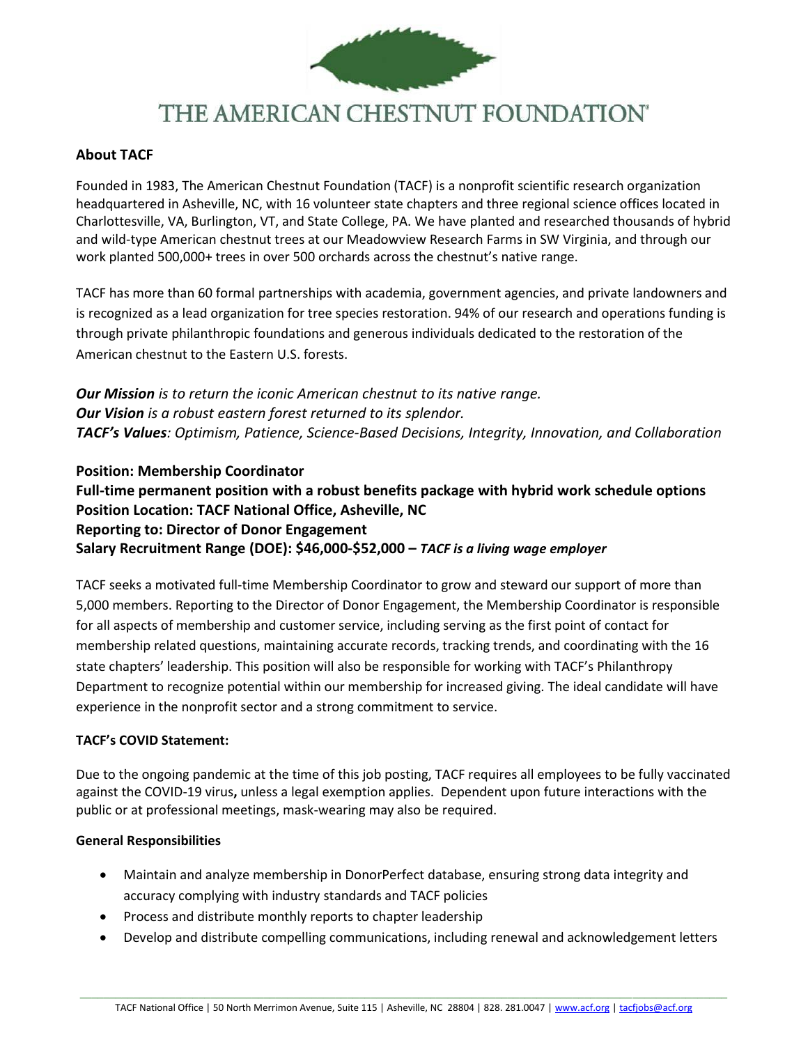# THE AMERICAN CHESTNUT FOUNDATION®

## About TACF

Founded in 1983, The American Chestnut Foundation (TACF) is a nonprofit scientific research organization headquartered in Asheville, NC, with 16 volunteer state chapters and three regional science offices located in Charlottesville, VA, Burlington, VT, and State College, PA. We have planted and researched thousands of hybrid and wild-type American chestnut trees at our Meadowview Research Farms in SW Virginia, and through our work planted 500,000+ trees in over 500 orchards across the chestnut's native range.

TACF has more than 60 formal partnerships with academia, government agencies, and private landowners and is recognized as a lead organization for tree species restoration. 94% of our research and operations funding is through private philanthropic foundations and generous individuals dedicated to the restoration of the American chestnut to the Eastern U.S. forests.

***Our Mission*** *is to return the iconic American chestnut to its native range.*
***Our Vision*** *is a robust eastern forest returned to its splendor.*
***TACF's Values****: Optimism, Patience, Science-Based Decisions, Integrity, Innovation, and Collaboration*

**Position: Membership Coordinator**
**Full-time permanent position with a robust benefits package with hybrid work schedule options**
**Position Location: TACF National Office, Asheville, NC**
**Reporting to: Director of Donor Engagement**
**Salary Recruitment Range (DOE): $46,000-$52,000 –** ***TACF is a living wage employer***

TACF seeks a motivated full-time Membership Coordinator to grow and steward our support of more than 5,000 members. Reporting to the Director of Donor Engagement, the Membership Coordinator is responsible for all aspects of membership and customer service, including serving as the first point of contact for membership related questions, maintaining accurate records, tracking trends, and coordinating with the 16 state chapters' leadership. This position will also be responsible for working with TACF's Philanthropy Department to recognize potential within our membership for increased giving. The ideal candidate will have experience in the nonprofit sector and a strong commitment to service.

### TACF's COVID Statement:

Due to the ongoing pandemic at the time of this job posting, TACF requires all employees to be fully vaccinated against the COVID-19 virus**,** unless a legal exemption applies. Dependent upon future interactions with the public or at professional meetings, mask-wearing may also be required.

### General Responsibilities

- Maintain and analyze membership in DonorPerfect database, ensuring strong data integrity and accuracy complying with industry standards and TACF policies
- Process and distribute monthly reports to chapter leadership
- Develop and distribute compelling communications, including renewal and acknowledgement letters

TACF National Office | 50 North Merrimon Avenue, Suite 115 | Asheville, NC 28804 | 828. 281.0047 | www.acf.org | tacfjobs@acf.org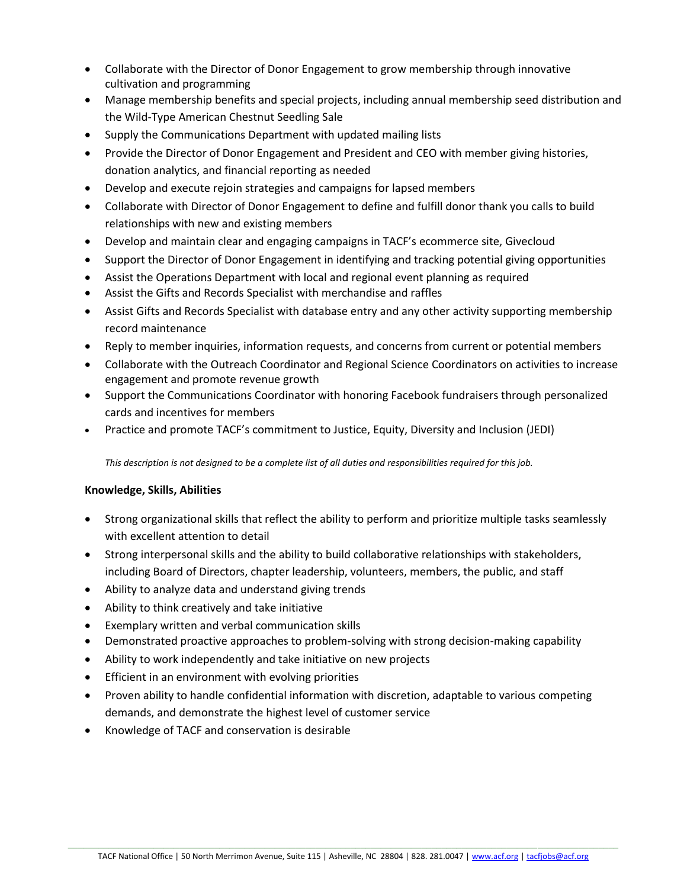- Collaborate with the Director of Donor Engagement to grow membership through innovative cultivation and programming
- Manage membership benefits and special projects, including annual membership seed distribution and the Wild-Type American Chestnut Seedling Sale
- Supply the Communications Department with updated mailing lists
- Provide the Director of Donor Engagement and President and CEO with member giving histories, donation analytics, and financial reporting as needed
- Develop and execute rejoin strategies and campaigns for lapsed members
- Collaborate with Director of Donor Engagement to define and fulfill donor thank you calls to build relationships with new and existing members
- Develop and maintain clear and engaging campaigns in TACF's ecommerce site, Givecloud
- Support the Director of Donor Engagement in identifying and tracking potential giving opportunities
- Assist the Operations Department with local and regional event planning as required
- Assist the Gifts and Records Specialist with merchandise and raffles
- Assist Gifts and Records Specialist with database entry and any other activity supporting membership record maintenance
- Reply to member inquiries, information requests, and concerns from current or potential members
- Collaborate with the Outreach Coordinator and Regional Science Coordinators on activities to increase engagement and promote revenue growth
- Support the Communications Coordinator with honoring Facebook fundraisers through personalized cards and incentives for members
- Practice and promote TACF's commitment to Justice, Equity, Diversity and Inclusion (JEDI)

*This description is not designed to be a complete list of all duties and responsibilities required for this job.*

**Knowledge, Skills, Abilities**

- Strong organizational skills that reflect the ability to perform and prioritize multiple tasks seamlessly with excellent attention to detail
- Strong interpersonal skills and the ability to build collaborative relationships with stakeholders, including Board of Directors, chapter leadership, volunteers, members, the public, and staff
- Ability to analyze data and understand giving trends
- Ability to think creatively and take initiative
- Exemplary written and verbal communication skills
- Demonstrated proactive approaches to problem-solving with strong decision-making capability
- Ability to work independently and take initiative on new projects
- Efficient in an environment with evolving priorities
- Proven ability to handle confidential information with discretion, adaptable to various competing demands, and demonstrate the highest level of customer service
- Knowledge of TACF and conservation is desirable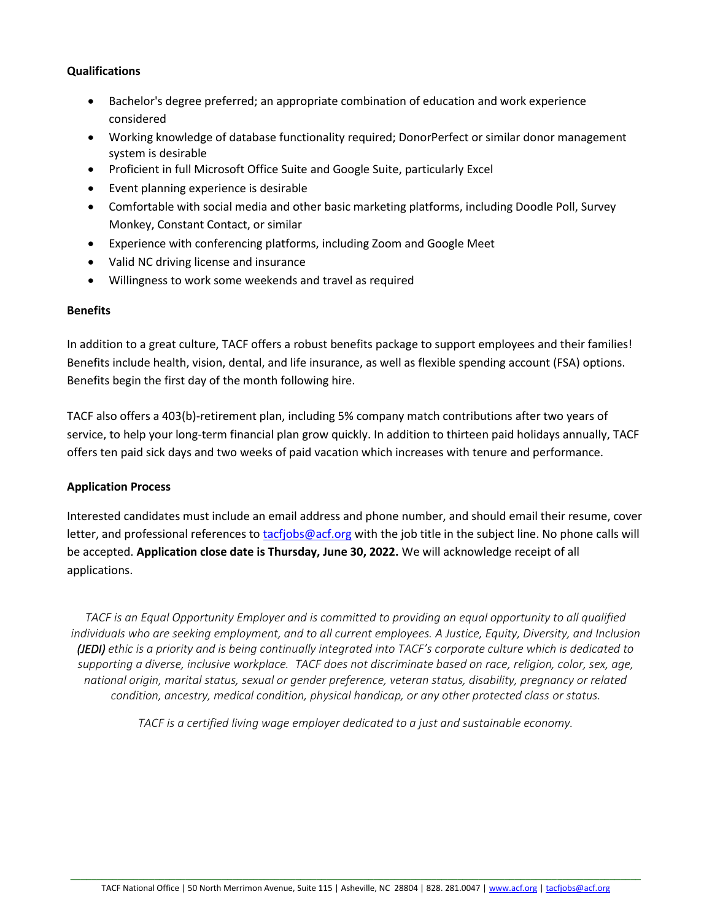**Qualifications**

- Bachelor's degree preferred; an appropriate combination of education and work experience considered
- Working knowledge of database functionality required; DonorPerfect or similar donor management system is desirable
- Proficient in full Microsoft Office Suite and Google Suite, particularly Excel
- Event planning experience is desirable
- Comfortable with social media and other basic marketing platforms, including Doodle Poll, Survey Monkey, Constant Contact, or similar
- Experience with conferencing platforms, including Zoom and Google Meet
- Valid NC driving license and insurance
- Willingness to work some weekends and travel as required

**Benefits**

In addition to a great culture, TACF offers a robust benefits package to support employees and their families! Benefits include health, vision, dental, and life insurance, as well as flexible spending account (FSA) options. Benefits begin the first day of the month following hire.

TACF also offers a 403(b)-retirement plan, including 5% company match contributions after two years of service, to help your long-term financial plan grow quickly. In addition to thirteen paid holidays annually, TACF offers ten paid sick days and two weeks of paid vacation which increases with tenure and performance.

**Application Process**

Interested candidates must include an email address and phone number, and should email their resume, cover letter, and professional references to tacfjobs@acf.org with the job title in the subject line. No phone calls will be accepted. **Application close date is Thursday, June 30, 2022.** We will acknowledge receipt of all applications.

*TACF is an Equal Opportunity Employer and is committed to providing an equal opportunity to all qualified individuals who are seeking employment, and to all current employees. A Justice, Equity, Diversity, and Inclusion (JEDI) ethic is a priority and is being continually integrated into TACF's corporate culture which is dedicated to supporting a diverse, inclusive workplace. TACF does not discriminate based on race, religion, color, sex, age, national origin, marital status, sexual or gender preference, veteran status, disability, pregnancy or related condition, ancestry, medical condition, physical handicap, or any other protected class or status.*

*TACF is a certified living wage employer dedicated to a just and sustainable economy.*

TACF National Office | 50 North Merrimon Avenue, Suite 115 | Asheville, NC 28804 | 828. 281.0047 | www.acf.org | tacfjobs@acf.org